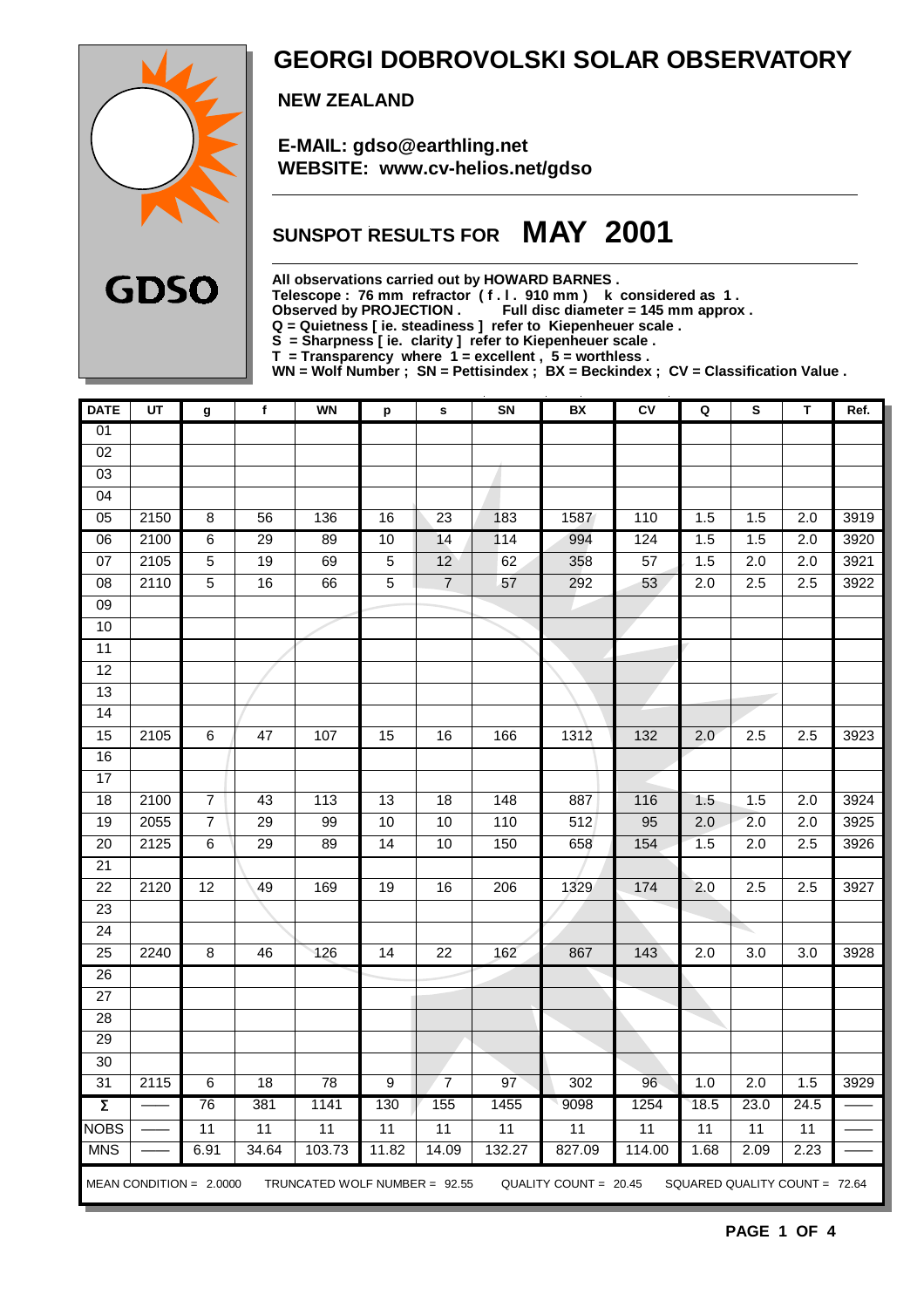# GEORGI DOBROVOLSKI SOLAR OBSERVATORY

**NEW ZEALAND**

**E-MAIL: gdso@earthling.net**
**WEBSITE: www.cv-helios.net/gdso**

GDSO

## SUNSPOT RESULTS FOR MAY 2001

**All observations carried out by HOWARD BARNES .**
**Telescope : 76 mm refractor ( f . l . 910 mm ) k considered as 1 .**
**Observed by PROJECTION . Full disc diameter = 145 mm approx .**
**Q = Quietness [ ie. steadiness ] refer to Kiepenheuer scale .**
**S = Sharpness [ ie. clarity ] refer to Kiepenheuer scale .**
**T = Transparency where 1 = excellent , 5 = worthless .**
**WN = Wolf Number ; SN = Pettisindex ; BX = Beckindex ; CV = Classification Value .**

| DATE | UT | g | f | WN | p | s | SN | BX | CV | Q | S | T | Ref. |
|---|---|---|---|---|---|---|---|---|---|---|---|---|---|
| 01 | | | | | | | | | | | | | |
| 02 | | | | | | | | | | | | | |
| 03 | | | | | | | | | | | | | |
| 04 | | | | | | | | | | | | | |
| 05 | 2150 | 8 | 56 | 136 | 16 | 23 | 183 | 1587 | 110 | 1.5 | 1.5 | 2.0 | 3919 |
| 06 | 2100 | 6 | 29 | 89 | 10 | 14 | 114 | 994 | 124 | 1.5 | 1.5 | 2.0 | 3920 |
| 07 | 2105 | 5 | 19 | 69 | 5 | 12 | 62 | 358 | 57 | 1.5 | 2.0 | 2.0 | 3921 |
| 08 | 2110 | 5 | 16 | 66 | 5 | 7 | 57 | 292 | 53 | 2.0 | 2.5 | 2.5 | 3922 |
| 09 | | | | | | | | | | | | | |
| 10 | | | | | | | | | | | | | |
| 11 | | | | | | | | | | | | | |
| 12 | | | | | | | | | | | | | |
| 13 | | | | | | | | | | | | | |
| 14 | | | | | | | | | | | | | |
| 15 | 2105 | 6 | 47 | 107 | 15 | 16 | 166 | 1312 | 132 | 2.0 | 2.5 | 2.5 | 3923 |
| 16 | | | | | | | | | | | | | |
| 17 | | | | | | | | | | | | | |
| 18 | 2100 | 7 | 43 | 113 | 13 | 18 | 148 | 887 | 116 | 1.5 | 1.5 | 2.0 | 3924 |
| 19 | 2055 | 7 | 29 | 99 | 10 | 10 | 110 | 512 | 95 | 2.0 | 2.0 | 2.0 | 3925 |
| 20 | 2125 | 6 | 29 | 89 | 14 | 10 | 150 | 658 | 154 | 1.5 | 2.0 | 2.5 | 3926 |
| 21 | | | | | | | | | | | | | |
| 22 | 2120 | 12 | 49 | 169 | 19 | 16 | 206 | 1329 | 174 | 2.0 | 2.5 | 2.5 | 3927 |
| 23 | | | | | | | | | | | | | |
| 24 | | | | | | | | | | | | | |
| 25 | 2240 | 8 | 46 | 126 | 14 | 22 | 162 | 867 | 143 | 2.0 | 3.0 | 3.0 | 3928 |
| 26 | | | | | | | | | | | | | |
| 27 | | | | | | | | | | | | | |
| 28 | | | | | | | | | | | | | |
| 29 | | | | | | | | | | | | | |
| 30 | | | | | | | | | | | | | |
| 31 | 2115 | 6 | 18 | 78 | 9 | 7 | 97 | 302 | 96 | 1.0 | 2.0 | 1.5 | 3929 |
| Σ | —— | 76 | 381 | 1141 | 130 | 155 | 1455 | 9098 | 1254 | 18.5 | 23.0 | 24.5 | —— |
| NOBS | —— | 11 | 11 | 11 | 11 | 11 | 11 | 11 | 11 | 11 | 11 | 11 | —— |
| MNS | —— | 6.91 | 34.64 | 103.73 | 11.82 | 14.09 | 132.27 | 827.09 | 114.00 | 1.68 | 2.09 | 2.23 | —— |

MEAN CONDITION = 2.0000 TRUNCATED WOLF NUMBER = 92.55 QUALITY COUNT = 20.45 SQUARED QUALITY COUNT = 72.64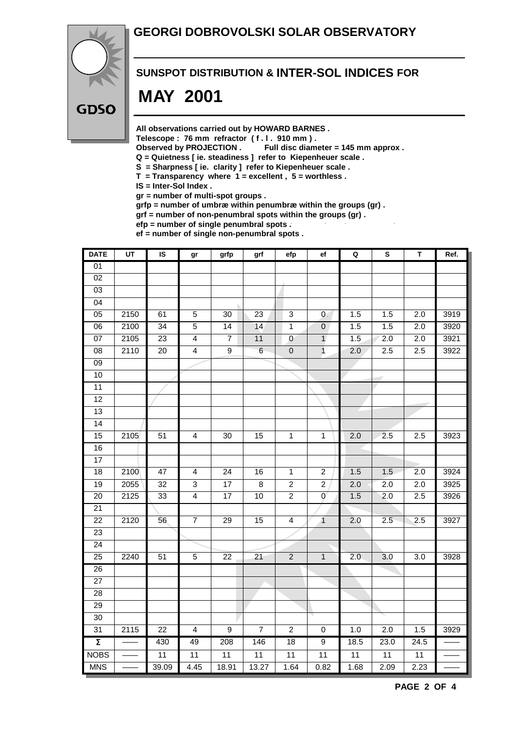# GEORGI DOBROVOLSKI SOLAR OBSERVATORY

## SUNSPOT DISTRIBUTION & INTER-SOL INDICES FOR

# MAY 2001

**All observations carried out by HOWARD BARNES .**
**Telescope : 76 mm refractor ( f . l . 910 mm ) .**
**Observed by PROJECTION .   Full disc diameter = 145 mm approx .**
**Q = Quietness [ ie. steadiness ] refer to Kiepenheuer scale .**
**S = Sharpness [ ie. clarity ] refer to Kiepenheuer scale .**
**T = Transparency where 1 = excellent , 5 = worthless .**
**IS = Inter-Sol Index .**
**gr = number of multi-spot groups .**
**grfp = number of umbræ within penumbræ within the groups (gr) .**
**grf = number of non-penumbral spots within the groups (gr) .**
**efp = number of single penumbral spots .**
**ef = number of single non-penumbral spots .**

| DATE | UT | IS | gr | grfp | grf | efp | ef | Q | S | T | Ref. |
|---|---|---|---|---|---|---|---|---|---|---|---|
| 01 | | | | | | | | | | | |
| 02 | | | | | | | | | | | |
| 03 | | | | | | | | | | | |
| 04 | | | | | | | | | | | |
| 05 | 2150 | 61 | 5 | 30 | 23 | 3 | 0 | 1.5 | 1.5 | 2.0 | 3919 |
| 06 | 2100 | 34 | 5 | 14 | 14 | 1 | 0 | 1.5 | 1.5 | 2.0 | 3920 |
| 07 | 2105 | 23 | 4 | 7 | 11 | 0 | 1 | 1.5 | 2.0 | 2.0 | 3921 |
| 08 | 2110 | 20 | 4 | 9 | 6 | 0 | 1 | 2.0 | 2.5 | 2.5 | 3922 |
| 09 | | | | | | | | | | | |
| 10 | | | | | | | | | | | |
| 11 | | | | | | | | | | | |
| 12 | | | | | | | | | | | |
| 13 | | | | | | | | | | | |
| 14 | | | | | | | | | | | |
| 15 | 2105 | 51 | 4 | 30 | 15 | 1 | 1 | 2.0 | 2.5 | 2.5 | 3923 |
| 16 | | | | | | | | | | | |
| 17 | | | | | | | | | | | |
| 18 | 2100 | 47 | 4 | 24 | 16 | 1 | 2 | 1.5 | 1.5 | 2.0 | 3924 |
| 19 | 2055 | 32 | 3 | 17 | 8 | 2 | 2 | 2.0 | 2.0 | 2.0 | 3925 |
| 20 | 2125 | 33 | 4 | 17 | 10 | 2 | 0 | 1.5 | 2.0 | 2.5 | 3926 |
| 21 | | | | | | | | | | | |
| 22 | 2120 | 56 | 7 | 29 | 15 | 4 | 1 | 2.0 | 2.5 | 2.5 | 3927 |
| 23 | | | | | | | | | | | |
| 24 | | | | | | | | | | | |
| 25 | 2240 | 51 | 5 | 22 | 21 | 2 | 1 | 2.0 | 3.0 | 3.0 | 3928 |
| 26 | | | | | | | | | | | |
| 27 | | | | | | | | | | | |
| 28 | | | | | | | | | | | |
| 29 | | | | | | | | | | | |
| 30 | | | | | | | | | | | |
| 31 | 2115 | 22 | 4 | 9 | 7 | 2 | 0 | 1.0 | 2.0 | 1.5 | 3929 |
| Σ | —— | 430 | 49 | 208 | 146 | 18 | 9 | 18.5 | 23.0 | 24.5 | —— |
| NOBS | —— | 11 | 11 | 11 | 11 | 11 | 11 | 11 | 11 | 11 | —— |
| MNS | —— | 39.09 | 4.45 | 18.91 | 13.27 | 1.64 | 0.82 | 1.68 | 2.09 | 2.23 | —— |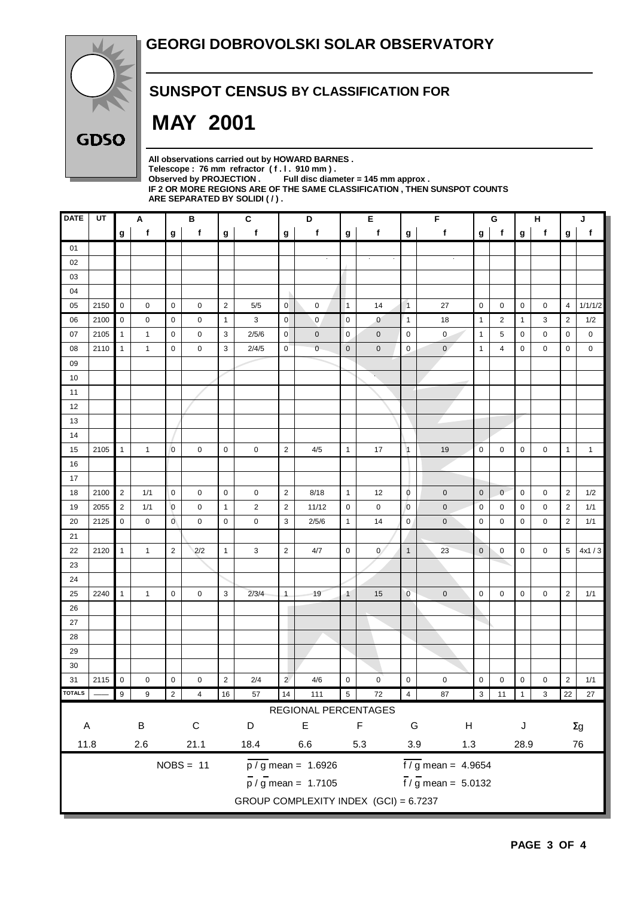# GEORGI DOBROVOLSKI SOLAR OBSERVATORY

## SUNSPOT CENSUS BY CLASSIFICATION FOR

# MAY 2001

**All observations carried out by HOWARD BARNES .**
**Telescope : 76 mm refractor ( f . l . 910 mm ) .**
**Observed by PROJECTION . Full disc diameter = 145 mm approx .**
**IF 2 OR MORE REGIONS ARE OF THE SAME CLASSIFICATION , THEN SUNSPOT COUNTS ARE SEPARATED BY SOLIDI ( / ) .**

| DATE | UT | A | | B | | C | | D | | E | | F | | G | | H | | J | |
|---|---|---|---|---|---|---|---|---|---|---|---|---|---|---|---|---|---|---|---|
| | | g | f | g | f | g | f | g | f | g | f | g | f | g | f | g | f | g | f |
| 01 | | | | | | | | | | | | | | | | | | | |
| 02 | | | | | | | | | | | | | | | | | | | |
| 03 | | | | | | | | | | | | | | | | | | | |
| 04 | | | | | | | | | | | | | | | | | | | |
| 05 | 2150 | 0 | 0 | 0 | 0 | 2 | 5/5 | 0 | 0 | 1 | 14 | 1 | 27 | 0 | 0 | 0 | 0 | 4 | 1/1/1/2 |
| 06 | 2100 | 0 | 0 | 0 | 0 | 1 | 3 | 0 | 0 | 0 | 0 | 1 | 18 | 1 | 2 | 1 | 3 | 2 | 1/2 |
| 07 | 2105 | 1 | 1 | 0 | 0 | 3 | 2/5/6 | 0 | 0 | 0 | 0 | 0 | 0 | 1 | 5 | 0 | 0 | 0 | 0 |
| 08 | 2110 | 1 | 1 | 0 | 0 | 3 | 2/4/5 | 0 | 0 | 0 | 0 | 0 | 0 | 1 | 4 | 0 | 0 | 0 | 0 |
| 09 | | | | | | | | | | | | | | | | | | | |
| 10 | | | | | | | | | | | | | | | | | | | |
| 11 | | | | | | | | | | | | | | | | | | | |
| 12 | | | | | | | | | | | | | | | | | | | |
| 13 | | | | | | | | | | | | | | | | | | | |
| 14 | | | | | | | | | | | | | | | | | | | |
| 15 | 2105 | 1 | 1 | 0 | 0 | 0 | 0 | 2 | 4/5 | 1 | 17 | 1 | 19 | 0 | 0 | 0 | 0 | 1 | 1 |
| 16 | | | | | | | | | | | | | | | | | | | |
| 17 | | | | | | | | | | | | | | | | | | | |
| 18 | 2100 | 2 | 1/1 | 0 | 0 | 0 | 0 | 2 | 8/18 | 1 | 12 | 0 | 0 | 0 | 0 | 0 | 0 | 2 | 1/2 |
| 19 | 2055 | 2 | 1/1 | 0 | 0 | 1 | 2 | 2 | 11/12 | 0 | 0 | 0 | 0 | 0 | 0 | 0 | 0 | 2 | 1/1 |
| 20 | 2125 | 0 | 0 | 0 | 0 | 0 | 0 | 3 | 2/5/6 | 1 | 14 | 0 | 0 | 0 | 0 | 0 | 0 | 2 | 1/1 |
| 21 | | | | | | | | | | | | | | | | | | | |
| 22 | 2120 | 1 | 1 | 2 | 2/2 | 1 | 3 | 2 | 4/7 | 0 | 0 | 1 | 23 | 0 | 0 | 0 | 0 | 5 | 4x1 / 3 |
| 23 | | | | | | | | | | | | | | | | | | | |
| 24 | | | | | | | | | | | | | | | | | | | |
| 25 | 2240 | 1 | 1 | 0 | 0 | 3 | 2/3/4 | 1 | 19 | 1 | 15 | 0 | 0 | 0 | 0 | 0 | 0 | 2 | 1/1 |
| 26 | | | | | | | | | | | | | | | | | | | |
| 27 | | | | | | | | | | | | | | | | | | | |
| 28 | | | | | | | | | | | | | | | | | | | |
| 29 | | | | | | | | | | | | | | | | | | | |
| 30 | | | | | | | | | | | | | | | | | | | |
| 31 | 2115 | 0 | 0 | 0 | 0 | 2 | 2/4 | 2 | 4/6 | 0 | 0 | 0 | 0 | 0 | 0 | 0 | 0 | 2 | 1/1 |
| TOTALS | —— | 9 | 9 | 2 | 4 | 16 | 57 | 14 | 111 | 5 | 72 | 4 | 87 | 3 | 11 | 1 | 3 | 22 | 27 |

REGIONAL PERCENTAGES

| A | B | C | D | E | F | G | H | J | Σg |
|---|---|---|---|---|---|---|---|---|---|
| 11.8 | 2.6 | 21.1 | 18.4 | 6.6 | 5.3 | 3.9 | 1.3 | 28.9 | 76 |

NOBS = 11

$\overline{p} / \overline{g}$ mean = 1.6926

$\overline{f} / \overline{g}$ mean = 4.9654

$\overline{p} / \overline{g}$ mean = 1.7105

$\overline{f} / \overline{g}$ mean = 5.0132

GROUP COMPLEXITY INDEX (GCI) = 6.7237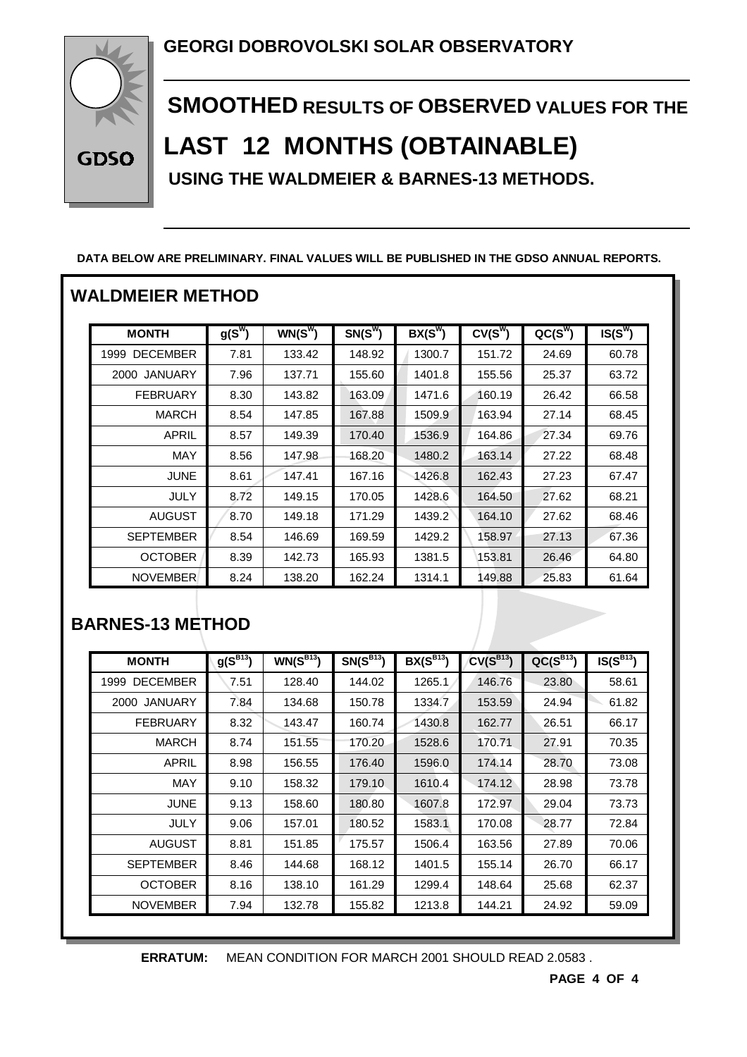GEORGI DOBROVOLSKI SOLAR OBSERVATORY

# SMOOTHED RESULTS OF OBSERVED VALUES FOR THE LAST 12 MONTHS (OBTAINABLE)

## USING THE WALDMEIER & BARNES-13 METHODS.

**DATA BELOW ARE PRELIMINARY. FINAL VALUES WILL BE PUBLISHED IN THE GDSO ANNUAL REPORTS.**

## WALDMEIER METHOD

| MONTH | $g(S^W)$ | $WN(S^W)$ | $SN(S^W)$ | $BX(S^W)$ | $CV(S^W)$ | $QC(S^W)$ | $IS(S^W)$ |
|---|---|---|---|---|---|---|---|
| 1999 DECEMBER | 7.81 | 133.42 | 148.92 | 1300.7 | 151.72 | 24.69 | 60.78 |
| 2000 JANUARY | 7.96 | 137.71 | 155.60 | 1401.8 | 155.56 | 25.37 | 63.72 |
| FEBRUARY | 8.30 | 143.82 | 163.09 | 1471.6 | 160.19 | 26.42 | 66.58 |
| MARCH | 8.54 | 147.85 | 167.88 | 1509.9 | 163.94 | 27.14 | 68.45 |
| APRIL | 8.57 | 149.39 | 170.40 | 1536.9 | 164.86 | 27.34 | 69.76 |
| MAY | 8.56 | 147.98 | 168.20 | 1480.2 | 163.14 | 27.22 | 68.48 |
| JUNE | 8.61 | 147.41 | 167.16 | 1426.8 | 162.43 | 27.23 | 67.47 |
| JULY | 8.72 | 149.15 | 170.05 | 1428.6 | 164.50 | 27.62 | 68.21 |
| AUGUST | 8.70 | 149.18 | 171.29 | 1439.2 | 164.10 | 27.62 | 68.46 |
| SEPTEMBER | 8.54 | 146.69 | 169.59 | 1429.2 | 158.97 | 27.13 | 67.36 |
| OCTOBER | 8.39 | 142.73 | 165.93 | 1381.5 | 153.81 | 26.46 | 64.80 |
| NOVEMBER | 8.24 | 138.20 | 162.24 | 1314.1 | 149.88 | 25.83 | 61.64 |

## BARNES-13 METHOD

| MONTH | $g(S^{B13})$ | $WN(S^{B13})$ | $SN(S^{B13})$ | $BX(S^{B13})$ | $CV(S^{B13})$ | $QC(S^{B13})$ | $IS(S^{B13})$ |
|---|---|---|---|---|---|---|---|
| 1999 DECEMBER | 7.51 | 128.40 | 144.02 | 1265.1 | 146.76 | 23.80 | 58.61 |
| 2000 JANUARY | 7.84 | 134.68 | 150.78 | 1334.7 | 153.59 | 24.94 | 61.82 |
| FEBRUARY | 8.32 | 143.47 | 160.74 | 1430.8 | 162.77 | 26.51 | 66.17 |
| MARCH | 8.74 | 151.55 | 170.20 | 1528.6 | 170.71 | 27.91 | 70.35 |
| APRIL | 8.98 | 156.55 | 176.40 | 1596.0 | 174.14 | 28.70 | 73.08 |
| MAY | 9.10 | 158.32 | 179.10 | 1610.4 | 174.12 | 28.98 | 73.78 |
| JUNE | 9.13 | 158.60 | 180.80 | 1607.8 | 172.97 | 29.04 | 73.73 |
| JULY | 9.06 | 157.01 | 180.52 | 1583.1 | 170.08 | 28.77 | 72.84 |
| AUGUST | 8.81 | 151.85 | 175.57 | 1506.4 | 163.56 | 27.89 | 70.06 |
| SEPTEMBER | 8.46 | 144.68 | 168.12 | 1401.5 | 155.14 | 26.70 | 66.17 |
| OCTOBER | 8.16 | 138.10 | 161.29 | 1299.4 | 148.64 | 25.68 | 62.37 |
| NOVEMBER | 7.94 | 132.78 | 155.82 | 1213.8 | 144.21 | 24.92 | 59.09 |

**ERRATUM:** MEAN CONDITION FOR MARCH 2001 SHOULD READ 2.0583 .